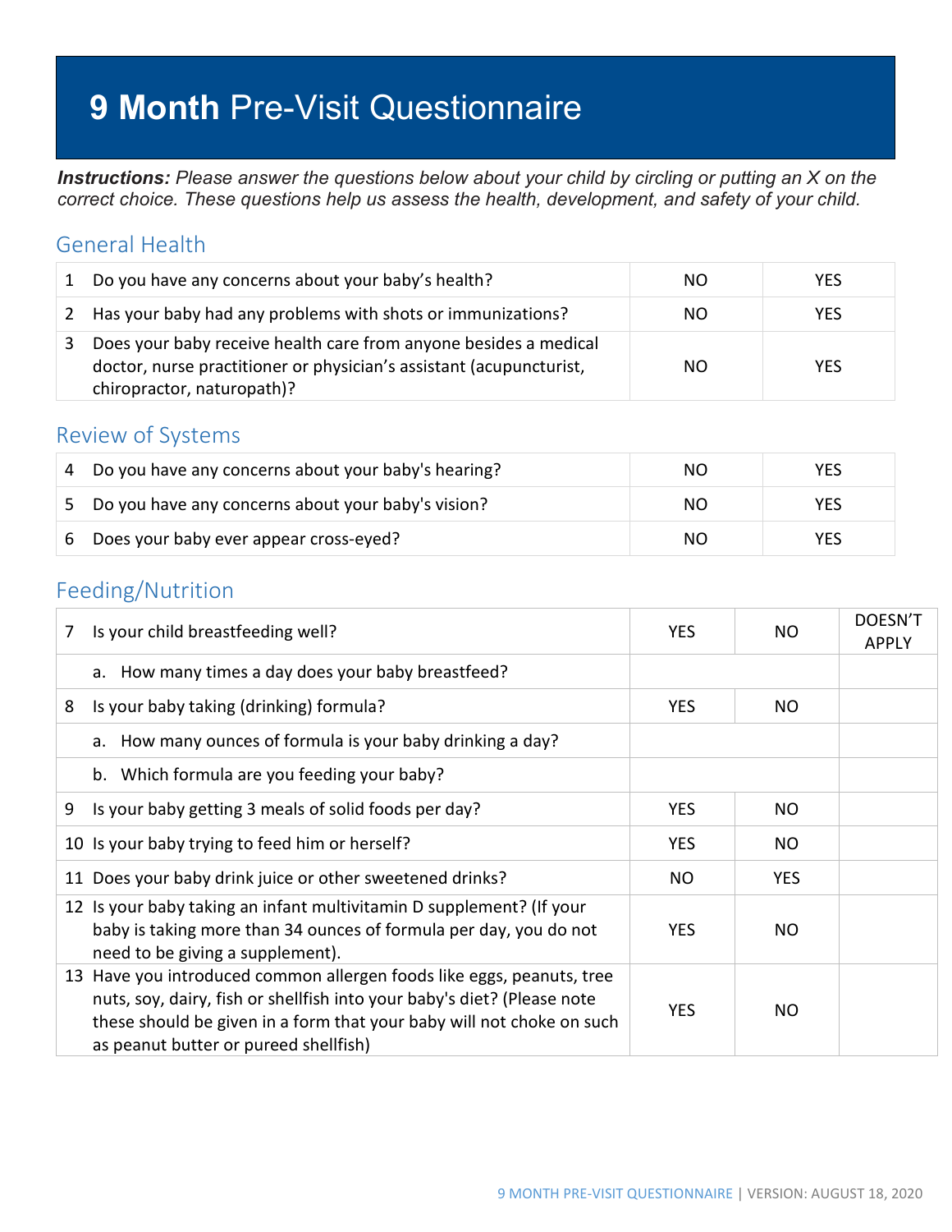# **9 Month** Pre-Visit Questionnaire

***Instructions:*** *Please answer the questions below about your child by circling or putting an X on the correct choice. These questions help us assess the health, development, and safety of your child.*

## General Health

| | | | |
|---|---|---|---|
| 1 | Do you have any concerns about your baby's health? | NO | YES |
| 2 | Has your baby had any problems with shots or immunizations? | NO | YES |
| 3 | Does your baby receive health care from anyone besides a medical doctor, nurse practitioner or physician's assistant (acupuncturist, chiropractor, naturopath)? | NO | YES |

## Review of Systems

| | | | |
|---|---|---|---|
| 4 | Do you have any concerns about your baby's hearing? | NO | YES |
| 5 | Do you have any concerns about your baby's vision? | NO | YES |
| 6 | Does your baby ever appear cross-eyed? | NO | YES |

## Feeding/Nutrition

| | | | | |
|---|---|---|---|---|
| 7 | Is your child breastfeeding well? | YES | NO | DOESN'T APPLY |
| | a. How many times a day does your baby breastfeed? | | | |
| 8 | Is your baby taking (drinking) formula? | YES | NO | |
| | a. How many ounces of formula is your baby drinking a day? | | | |
| | b. Which formula are you feeding your baby? | | | |
| 9 | Is your baby getting 3 meals of solid foods per day? | YES | NO | |
| 10 | Is your baby trying to feed him or herself? | YES | NO | |
| 11 | Does your baby drink juice or other sweetened drinks? | NO | YES | |
| 12 | Is your baby taking an infant multivitamin D supplement? (If your baby is taking more than 34 ounces of formula per day, you do not need to be giving a supplement). | YES | NO | |
| 13 | Have you introduced common allergen foods like eggs, peanuts, tree nuts, soy, dairy, fish or shellfish into your baby's diet? (Please note these should be given in a form that your baby will not choke on such as peanut butter or pureed shellfish) | YES | NO | |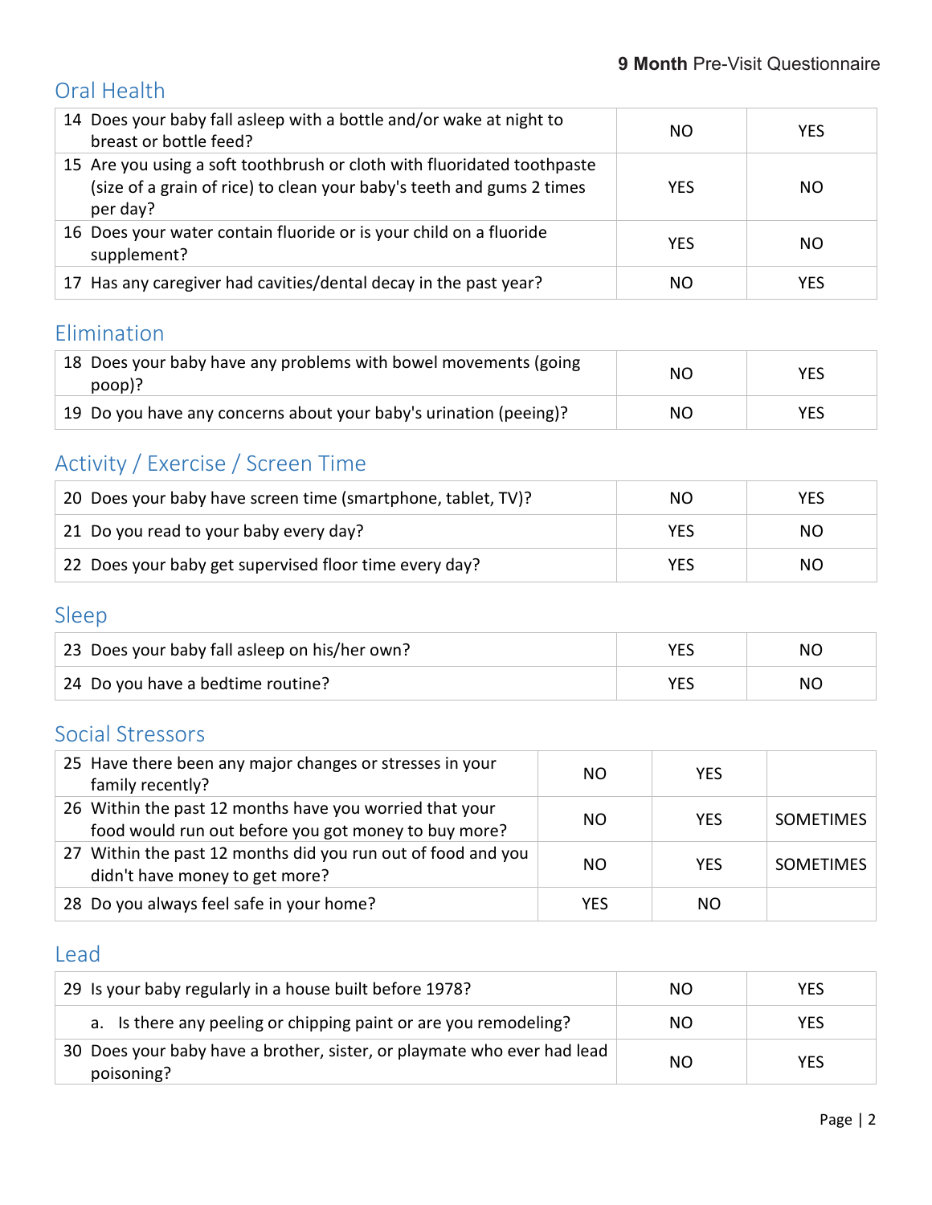## Oral Health

| | | |
|---|---|---|
| 14 Does your baby fall asleep with a bottle and/or wake at night to breast or bottle feed? | NO | YES |
| 15 Are you using a soft toothbrush or cloth with fluoridated toothpaste (size of a grain of rice) to clean your baby's teeth and gums 2 times per day? | YES | NO |
| 16 Does your water contain fluoride or is your child on a fluoride supplement? | YES | NO |
| 17 Has any caregiver had cavities/dental decay in the past year? | NO | YES |

## Elimination

| | | |
|---|---|---|
| 18 Does your baby have any problems with bowel movements (going poop)? | NO | YES |
| 19 Do you have any concerns about your baby's urination (peeing)? | NO | YES |

## Activity / Exercise / Screen Time

| | | |
|---|---|---|
| 20 Does your baby have screen time (smartphone, tablet, TV)? | NO | YES |
| 21 Do you read to your baby every day? | YES | NO |
| 22 Does your baby get supervised floor time every day? | YES | NO |

## Sleep

| | | |
|---|---|---|
| 23 Does your baby fall asleep on his/her own? | YES | NO |
| 24 Do you have a bedtime routine? | YES | NO |

## Social Stressors

| | | | |
|---|---|---|---|
| 25 Have there been any major changes or stresses in your family recently? | NO | YES | |
| 26 Within the past 12 months have you worried that your food would run out before you got money to buy more? | NO | YES | SOMETIMES |
| 27 Within the past 12 months did you run out of food and you didn't have money to get more? | NO | YES | SOMETIMES |
| 28 Do you always feel safe in your home? | YES | NO | |

## Lead

| | | |
|---|---|---|
| 29 Is your baby regularly in a house built before 1978? | NO | YES |
| a. Is there any peeling or chipping paint or are you remodeling? | NO | YES |
| 30 Does your baby have a brother, sister, or playmate who ever had lead poisoning? | NO | YES |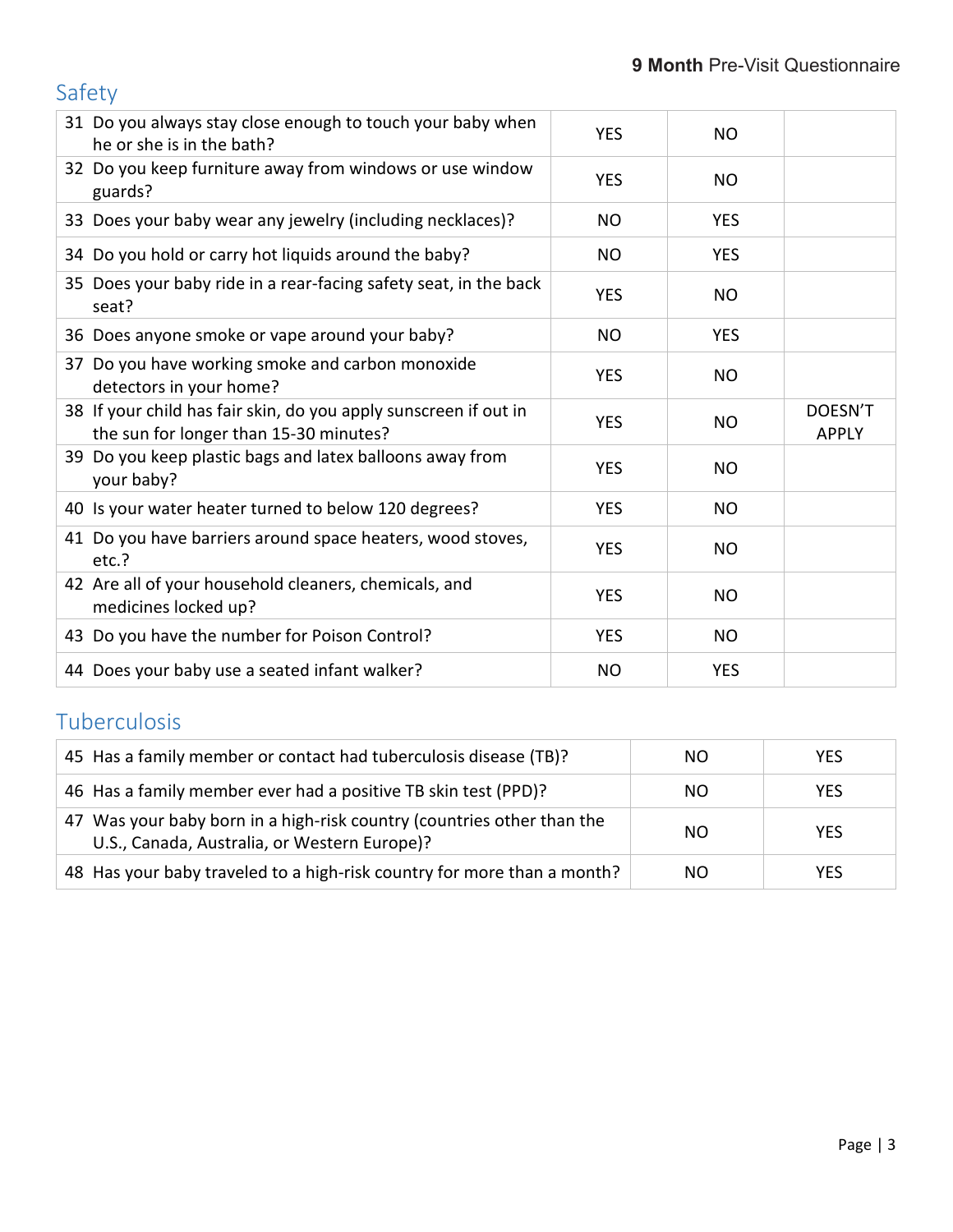## Safety

| | | | |
|---|---|---|---|
| 31 Do you always stay close enough to touch your baby when he or she is in the bath? | YES | NO | |
| 32 Do you keep furniture away from windows or use window guards? | YES | NO | |
| 33 Does your baby wear any jewelry (including necklaces)? | NO | YES | |
| 34 Do you hold or carry hot liquids around the baby? | NO | YES | |
| 35 Does your baby ride in a rear-facing safety seat, in the back seat? | YES | NO | |
| 36 Does anyone smoke or vape around your baby? | NO | YES | |
| 37 Do you have working smoke and carbon monoxide detectors in your home? | YES | NO | |
| 38 If your child has fair skin, do you apply sunscreen if out in the sun for longer than 15-30 minutes? | YES | NO | DOESN'T APPLY |
| 39 Do you keep plastic bags and latex balloons away from your baby? | YES | NO | |
| 40 Is your water heater turned to below 120 degrees? | YES | NO | |
| 41 Do you have barriers around space heaters, wood stoves, etc.? | YES | NO | |
| 42 Are all of your household cleaners, chemicals, and medicines locked up? | YES | NO | |
| 43 Do you have the number for Poison Control? | YES | NO | |
| 44 Does your baby use a seated infant walker? | NO | YES | |

## Tuberculosis

| | | |
|---|---|---|
| 45 Has a family member or contact had tuberculosis disease (TB)? | NO | YES |
| 46 Has a family member ever had a positive TB skin test (PPD)? | NO | YES |
| 47 Was your baby born in a high-risk country (countries other than the U.S., Canada, Australia, or Western Europe)? | NO | YES |
| 48 Has your baby traveled to a high-risk country for more than a month? | NO | YES |